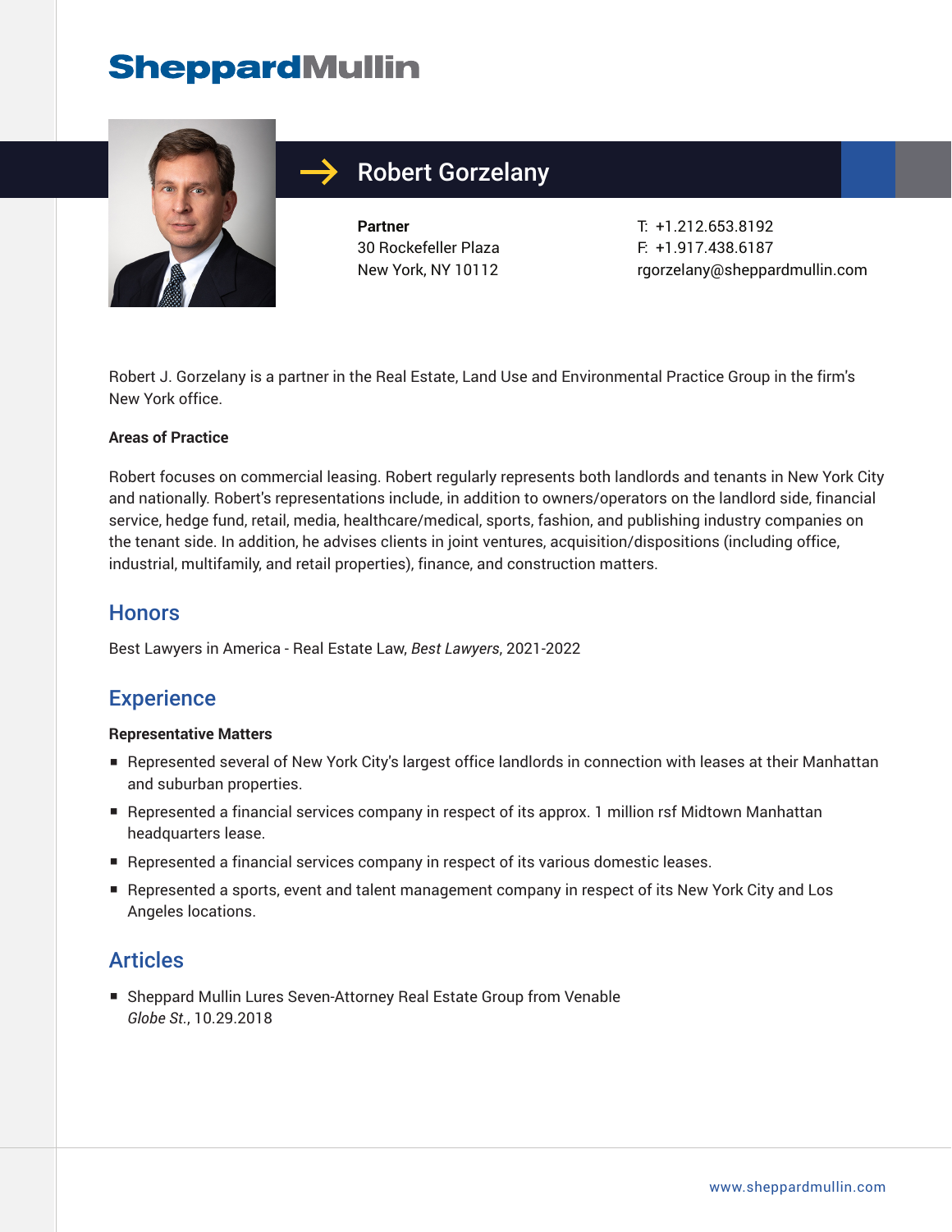# Robert Gorzelany

**Partner**
30 Rockefeller Plaza
New York, NY 10112

T: +1.212.653.8192
F: +1.917.438.6187
rgorzelany@sheppardmullin.com

Robert J. Gorzelany is a partner in the Real Estate, Land Use and Environmental Practice Group in the firm's New York office.

**Areas of Practice**

Robert focuses on commercial leasing. Robert regularly represents both landlords and tenants in New York City and nationally. Robert's representations include, in addition to owners/operators on the landlord side, financial service, hedge fund, retail, media, healthcare/medical, sports, fashion, and publishing industry companies on the tenant side. In addition, he advises clients in joint ventures, acquisition/dispositions (including office, industrial, multifamily, and retail properties), finance, and construction matters.

## Honors

Best Lawyers in America - Real Estate Law, *Best Lawyers*, 2021-2022

## Experience

**Representative Matters**

- Represented several of New York City's largest office landlords in connection with leases at their Manhattan and suburban properties.
- Represented a financial services company in respect of its approx. 1 million rsf Midtown Manhattan headquarters lease.
- Represented a financial services company in respect of its various domestic leases.
- Represented a sports, event and talent management company in respect of its New York City and Los Angeles locations.

## Articles

- Sheppard Mullin Lures Seven-Attorney Real Estate Group from Venable
  *Globe St.*, 10.29.2018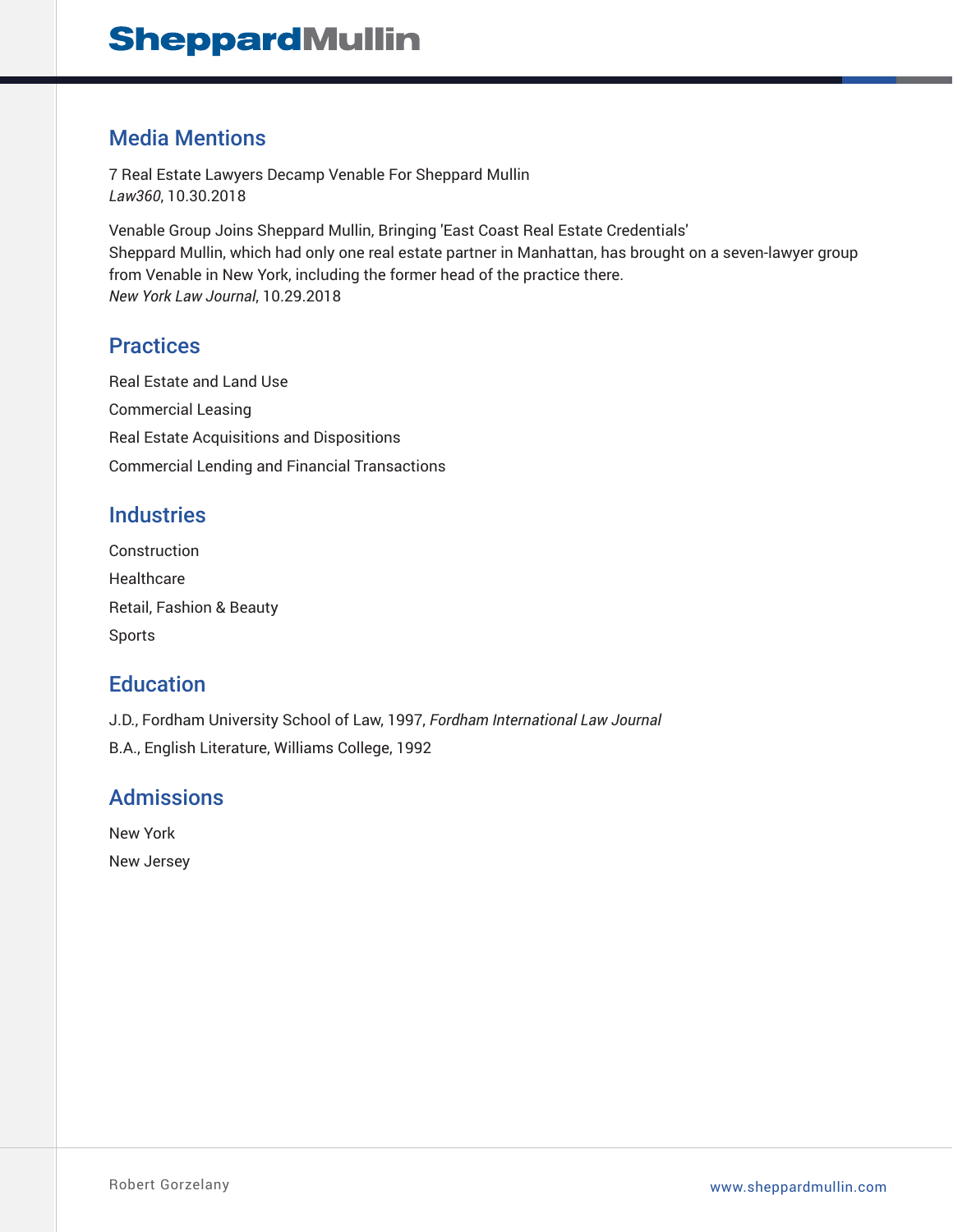## Media Mentions

7 Real Estate Lawyers Decamp Venable For Sheppard Mullin
*Law360*, 10.30.2018

Venable Group Joins Sheppard Mullin, Bringing 'East Coast Real Estate Credentials'
Sheppard Mullin, which had only one real estate partner in Manhattan, has brought on a seven-lawyer group from Venable in New York, including the former head of the practice there.
*New York Law Journal*, 10.29.2018

## Practices

Real Estate and Land Use

Commercial Leasing

Real Estate Acquisitions and Dispositions

Commercial Lending and Financial Transactions

## Industries

Construction

Healthcare

Retail, Fashion & Beauty

Sports

## Education

J.D., Fordham University School of Law, 1997, *Fordham International Law Journal*

B.A., English Literature, Williams College, 1992

## Admissions

New York

New Jersey